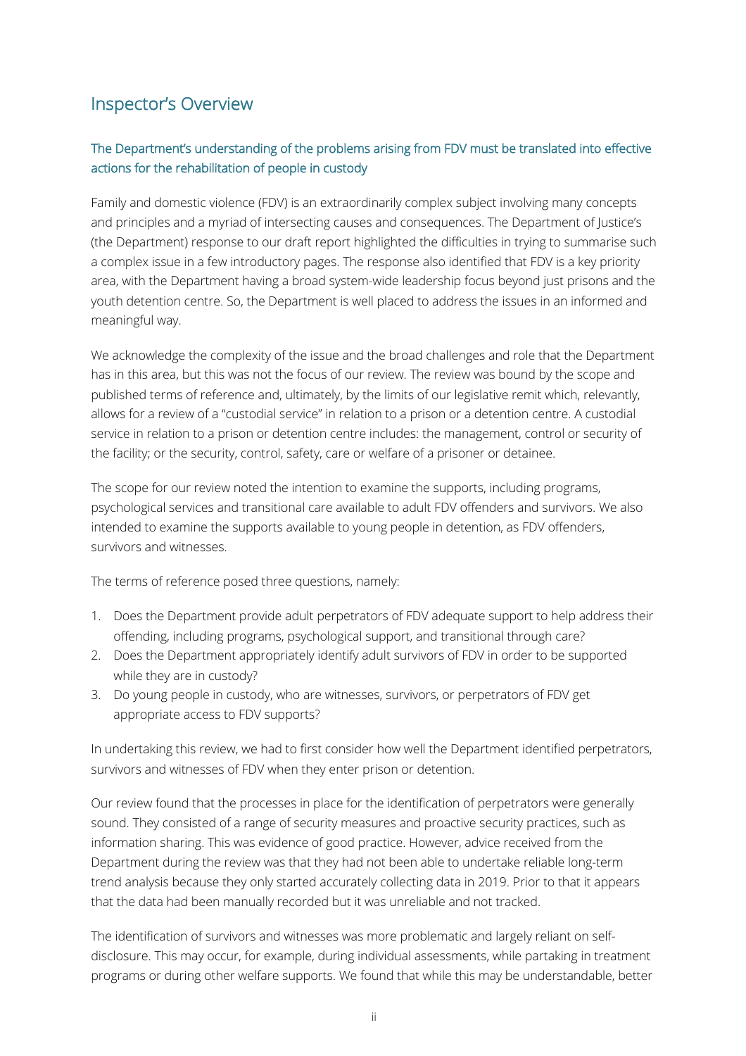## Inspector's Overview

### The Department's understanding of the problems arising from FDV must be translated into effective actions for the rehabilitation of people in custody

Family and domestic violence (FDV) is an extraordinarily complex subject involving many concepts and principles and a myriad of intersecting causes and consequences. The Department of Justice's (the Department) response to our draft report highlighted the difficulties in trying to summarise such a complex issue in a few introductory pages. The response also identified that FDV is a key priority area, with the Department having a broad system-wide leadership focus beyond just prisons and the youth detention centre. So, the Department is well placed to address the issues in an informed and meaningful way.

We acknowledge the complexity of the issue and the broad challenges and role that the Department has in this area, but this was not the focus of our review. The review was bound by the scope and published terms of reference and, ultimately, by the limits of our legislative remit which, relevantly, allows for a review of a "custodial service" in relation to a prison or a detention centre. A custodial service in relation to a prison or detention centre includes: the management, control or security of the facility; or the security, control, safety, care or welfare of a prisoner or detainee.

The scope for our review noted the intention to examine the supports, including programs, psychological services and transitional care available to adult FDV offenders and survivors. We also intended to examine the supports available to young people in detention, as FDV offenders, survivors and witnesses.

The terms of reference posed three questions, namely:

1. Does the Department provide adult perpetrators of FDV adequate support to help address their offending, including programs, psychological support, and transitional through care?
2. Does the Department appropriately identify adult survivors of FDV in order to be supported while they are in custody?
3. Do young people in custody, who are witnesses, survivors, or perpetrators of FDV get appropriate access to FDV supports?

In undertaking this review, we had to first consider how well the Department identified perpetrators, survivors and witnesses of FDV when they enter prison or detention.

Our review found that the processes in place for the identification of perpetrators were generally sound. They consisted of a range of security measures and proactive security practices, such as information sharing. This was evidence of good practice. However, advice received from the Department during the review was that they had not been able to undertake reliable long-term trend analysis because they only started accurately collecting data in 2019. Prior to that it appears that the data had been manually recorded but it was unreliable and not tracked.

The identification of survivors and witnesses was more problematic and largely reliant on self-disclosure. This may occur, for example, during individual assessments, while partaking in treatment programs or during other welfare supports. We found that while this may be understandable, better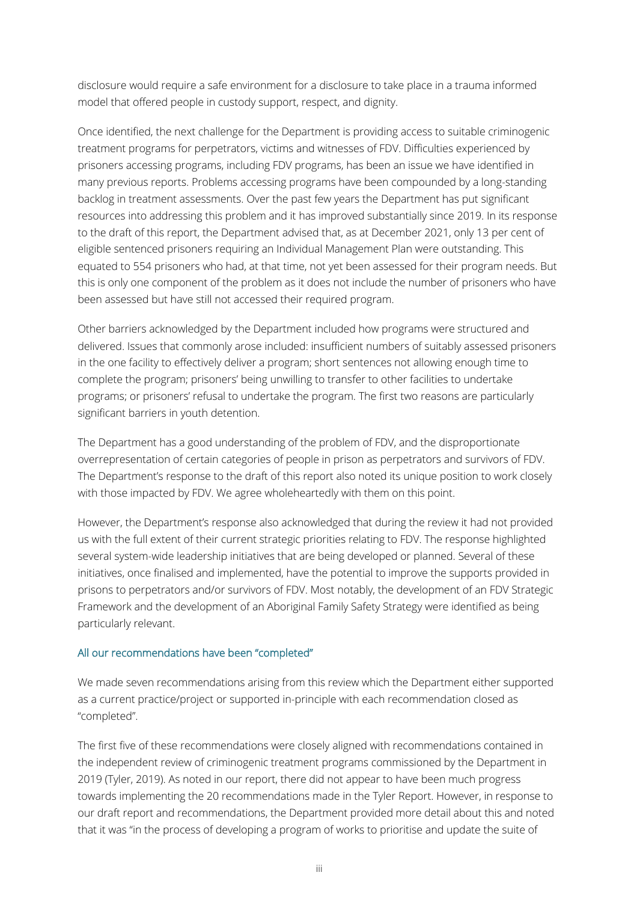disclosure would require a safe environment for a disclosure to take place in a trauma informed model that offered people in custody support, respect, and dignity.

Once identified, the next challenge for the Department is providing access to suitable criminogenic treatment programs for perpetrators, victims and witnesses of FDV. Difficulties experienced by prisoners accessing programs, including FDV programs, has been an issue we have identified in many previous reports. Problems accessing programs have been compounded by a long-standing backlog in treatment assessments. Over the past few years the Department has put significant resources into addressing this problem and it has improved substantially since 2019. In its response to the draft of this report, the Department advised that, as at December 2021, only 13 per cent of eligible sentenced prisoners requiring an Individual Management Plan were outstanding. This equated to 554 prisoners who had, at that time, not yet been assessed for their program needs. But this is only one component of the problem as it does not include the number of prisoners who have been assessed but have still not accessed their required program.

Other barriers acknowledged by the Department included how programs were structured and delivered. Issues that commonly arose included: insufficient numbers of suitably assessed prisoners in the one facility to effectively deliver a program; short sentences not allowing enough time to complete the program; prisoners' being unwilling to transfer to other facilities to undertake programs; or prisoners' refusal to undertake the program. The first two reasons are particularly significant barriers in youth detention.

The Department has a good understanding of the problem of FDV, and the disproportionate overrepresentation of certain categories of people in prison as perpetrators and survivors of FDV. The Department's response to the draft of this report also noted its unique position to work closely with those impacted by FDV. We agree wholeheartedly with them on this point.

However, the Department's response also acknowledged that during the review it had not provided us with the full extent of their current strategic priorities relating to FDV. The response highlighted several system-wide leadership initiatives that are being developed or planned. Several of these initiatives, once finalised and implemented, have the potential to improve the supports provided in prisons to perpetrators and/or survivors of FDV. Most notably, the development of an FDV Strategic Framework and the development of an Aboriginal Family Safety Strategy were identified as being particularly relevant.

### All our recommendations have been "completed"

We made seven recommendations arising from this review which the Department either supported as a current practice/project or supported in-principle with each recommendation closed as "completed".

The first five of these recommendations were closely aligned with recommendations contained in the independent review of criminogenic treatment programs commissioned by the Department in 2019 (Tyler, 2019). As noted in our report, there did not appear to have been much progress towards implementing the 20 recommendations made in the Tyler Report. However, in response to our draft report and recommendations, the Department provided more detail about this and noted that it was "in the process of developing a program of works to prioritise and update the suite of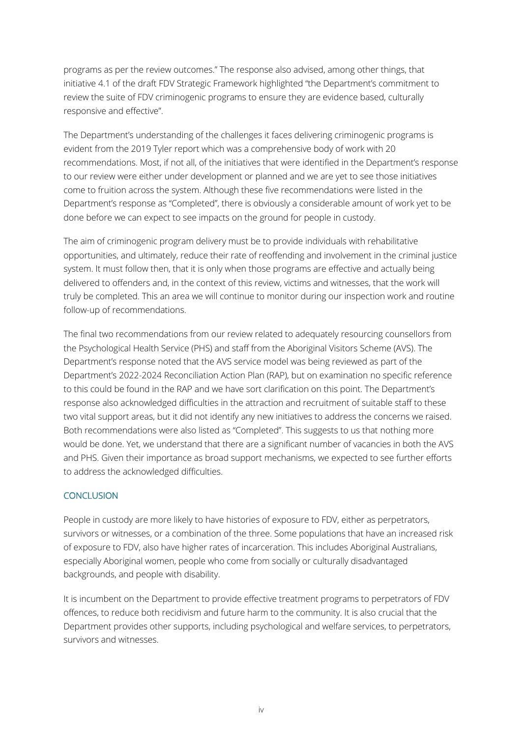programs as per the review outcomes." The response also advised, among other things, that initiative 4.1 of the draft FDV Strategic Framework highlighted "the Department's commitment to review the suite of FDV criminogenic programs to ensure they are evidence based, culturally responsive and effective".

The Department's understanding of the challenges it faces delivering criminogenic programs is evident from the 2019 Tyler report which was a comprehensive body of work with 20 recommendations. Most, if not all, of the initiatives that were identified in the Department's response to our review were either under development or planned and we are yet to see those initiatives come to fruition across the system. Although these five recommendations were listed in the Department's response as "Completed", there is obviously a considerable amount of work yet to be done before we can expect to see impacts on the ground for people in custody.

The aim of criminogenic program delivery must be to provide individuals with rehabilitative opportunities, and ultimately, reduce their rate of reoffending and involvement in the criminal justice system. It must follow then, that it is only when those programs are effective and actually being delivered to offenders and, in the context of this review, victims and witnesses, that the work will truly be completed. This an area we will continue to monitor during our inspection work and routine follow-up of recommendations.

The final two recommendations from our review related to adequately resourcing counsellors from the Psychological Health Service (PHS) and staff from the Aboriginal Visitors Scheme (AVS). The Department's response noted that the AVS service model was being reviewed as part of the Department's 2022-2024 Reconciliation Action Plan (RAP), but on examination no specific reference to this could be found in the RAP and we have sort clarification on this point. The Department's response also acknowledged difficulties in the attraction and recruitment of suitable staff to these two vital support areas, but it did not identify any new initiatives to address the concerns we raised. Both recommendations were also listed as "Completed". This suggests to us that nothing more would be done. Yet, we understand that there are a significant number of vacancies in both the AVS and PHS. Given their importance as broad support mechanisms, we expected to see further efforts to address the acknowledged difficulties.

## CONCLUSION

People in custody are more likely to have histories of exposure to FDV, either as perpetrators, survivors or witnesses, or a combination of the three. Some populations that have an increased risk of exposure to FDV, also have higher rates of incarceration. This includes Aboriginal Australians, especially Aboriginal women, people who come from socially or culturally disadvantaged backgrounds, and people with disability.

It is incumbent on the Department to provide effective treatment programs to perpetrators of FDV offences, to reduce both recidivism and future harm to the community. It is also crucial that the Department provides other supports, including psychological and welfare services, to perpetrators, survivors and witnesses.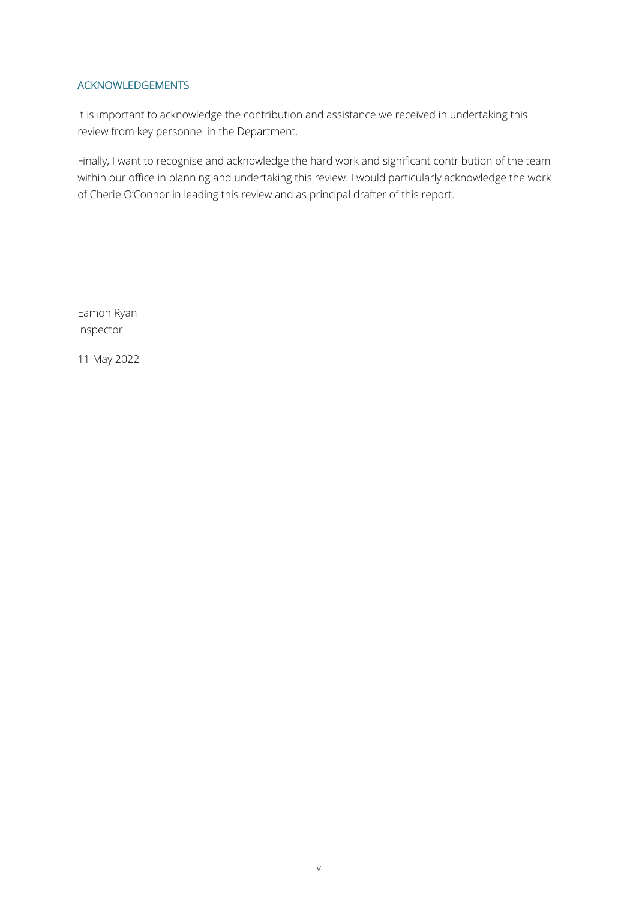## ACKNOWLEDGEMENTS

It is important to acknowledge the contribution and assistance we received in undertaking this review from key personnel in the Department.

Finally, I want to recognise and acknowledge the hard work and significant contribution of the team within our office in planning and undertaking this review. I would particularly acknowledge the work of Cherie O'Connor in leading this review and as principal drafter of this report.

Eamon Ryan
Inspector

11 May 2022